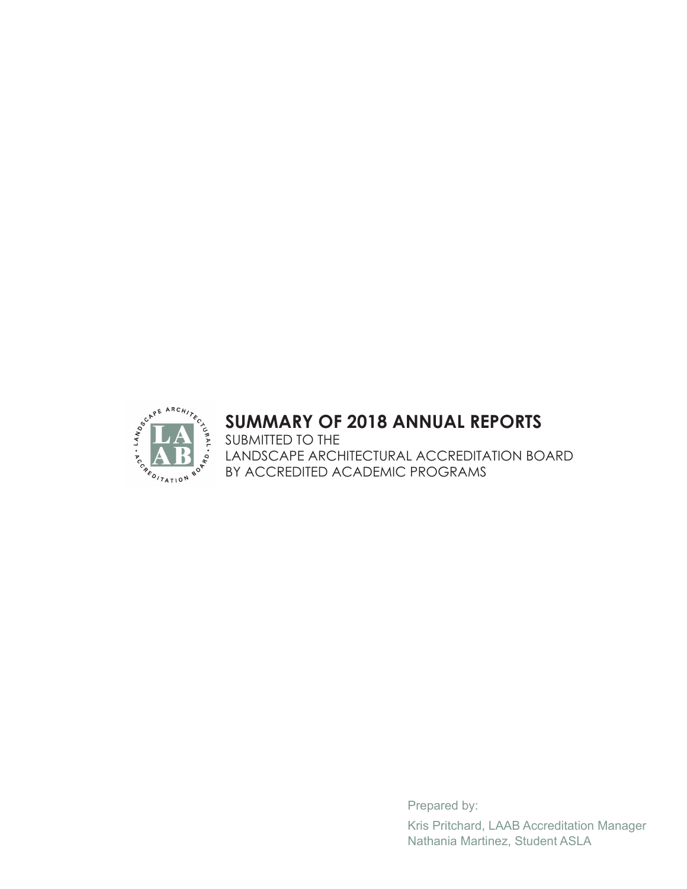# SUMMARY OF 2018 ANNUAL REPORTS

SUBMITTED TO THE
LANDSCAPE ARCHITECTURAL ACCREDITATION BOARD
BY ACCREDITED ACADEMIC PROGRAMS

Prepared by:

Kris Pritchard, LAAB Accreditation Manager
Nathania Martinez, Student ASLA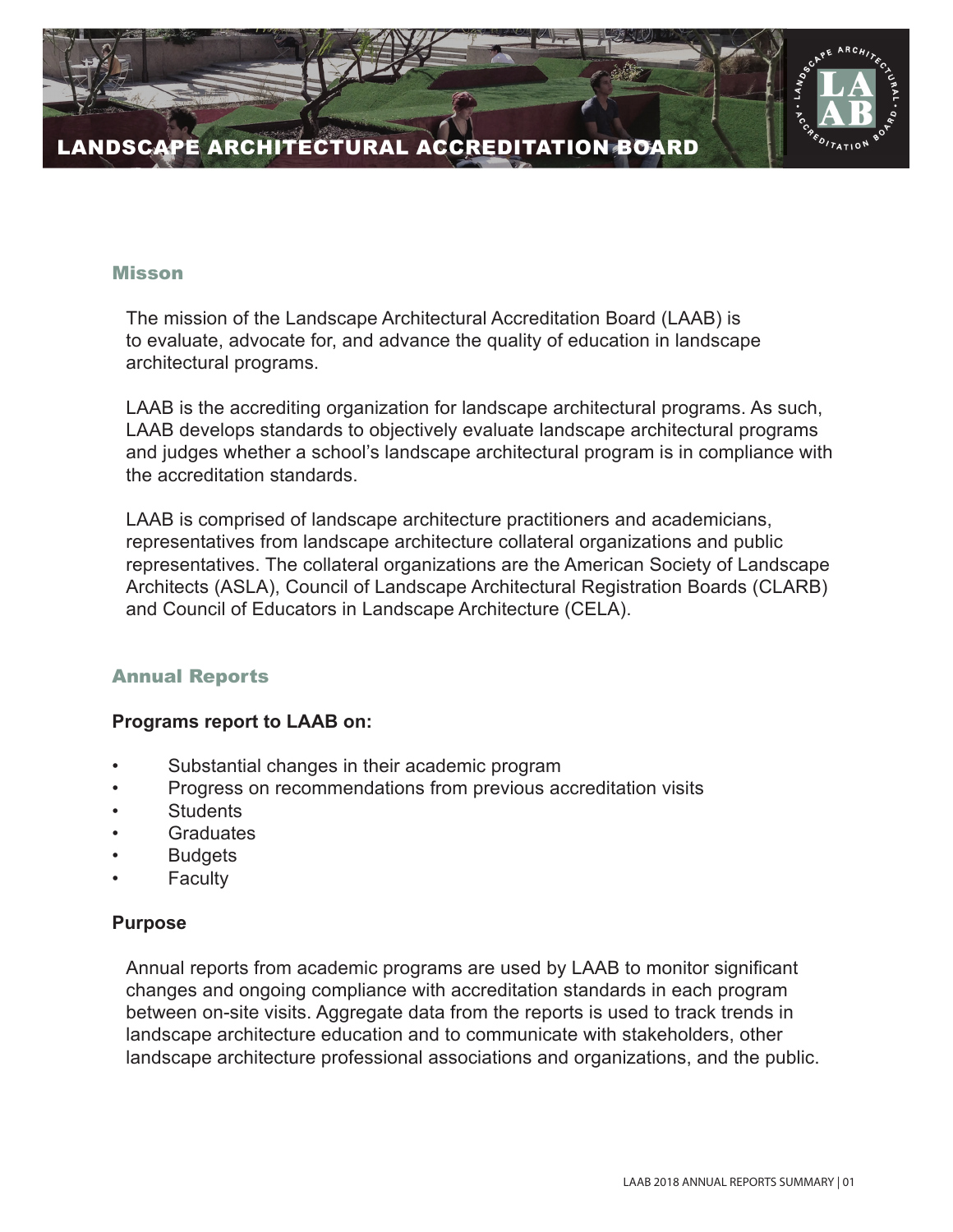# LANDSCAPE ARCHITECTURAL ACCREDITATION BOARD

## Misson

The mission of the Landscape Architectural Accreditation Board (LAAB) is to evaluate, advocate for, and advance the quality of education in landscape architectural programs.

LAAB is the accrediting organization for landscape architectural programs. As such, LAAB develops standards to objectively evaluate landscape architectural programs and judges whether a school's landscape architectural program is in compliance with the accreditation standards.

LAAB is comprised of landscape architecture practitioners and academicians, representatives from landscape architecture collateral organizations and public representatives. The collateral organizations are the American Society of Landscape Architects (ASLA), Council of Landscape Architectural Registration Boards (CLARB) and Council of Educators in Landscape Architecture (CELA).

## Annual Reports

**Programs report to LAAB on:**

- Substantial changes in their academic program
- Progress on recommendations from previous accreditation visits
- Students
- Graduates
- Budgets
- Faculty

**Purpose**

Annual reports from academic programs are used by LAAB to monitor significant changes and ongoing compliance with accreditation standards in each program between on-site visits. Aggregate data from the reports is used to track trends in landscape architecture education and to communicate with stakeholders, other landscape architecture professional associations and organizations, and the public.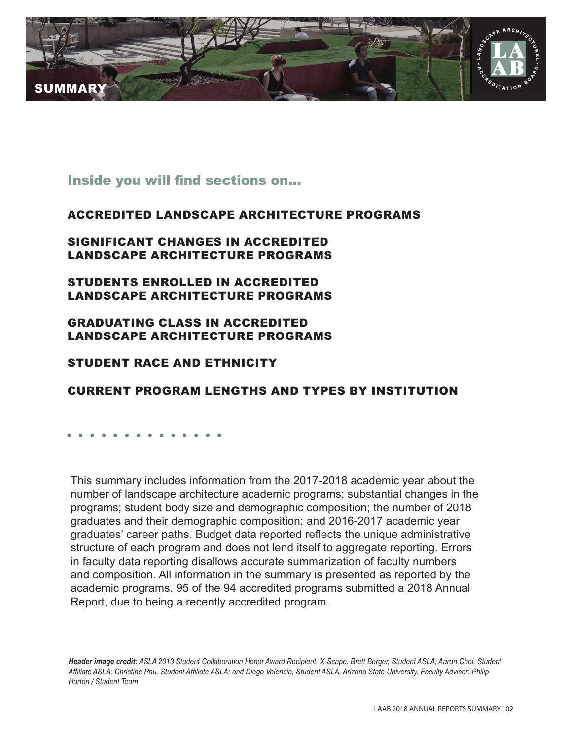# SUMMARY

## Inside you will find sections on...

### ACCREDITED LANDSCAPE ARCHITECTURE PROGRAMS

### SIGNIFICANT CHANGES IN ACCREDITED LANDSCAPE ARCHITECTURE PROGRAMS

### STUDENTS ENROLLED IN ACCREDITED LANDSCAPE ARCHITECTURE PROGRAMS

### GRADUATING CLASS IN ACCREDITED LANDSCAPE ARCHITECTURE PROGRAMS

### STUDENT RACE AND ETHNICITY

### CURRENT PROGRAM LENGTHS AND TYPES BY INSTITUTION

This summary includes information from the 2017-2018 academic year about the number of landscape architecture academic programs; substantial changes in the programs; student body size and demographic composition; the number of 2018 graduates and their demographic composition; and 2016-2017 academic year graduates' career paths. Budget data reported reflects the unique administrative structure of each program and does not lend itself to aggregate reporting. Errors in faculty data reporting disallows accurate summarization of faculty numbers and composition. All information in the summary is presented as reported by the academic programs. 95 of the 94 accredited programs submitted a 2018 Annual Report, due to being a recently accredited program.

***Header image credit:*** *ASLA 2013 Student Collaboration Honor Award Recipient. X-Scape. Brett Berger, Student ASLA; Aaron Choi, Student Affiliate ASLA; Christine Phu, Student Affiliate ASLA; and Diego Valencia, Student ASLA, Arizona State University. Faculty Advisor: Philip Horton / Student Team*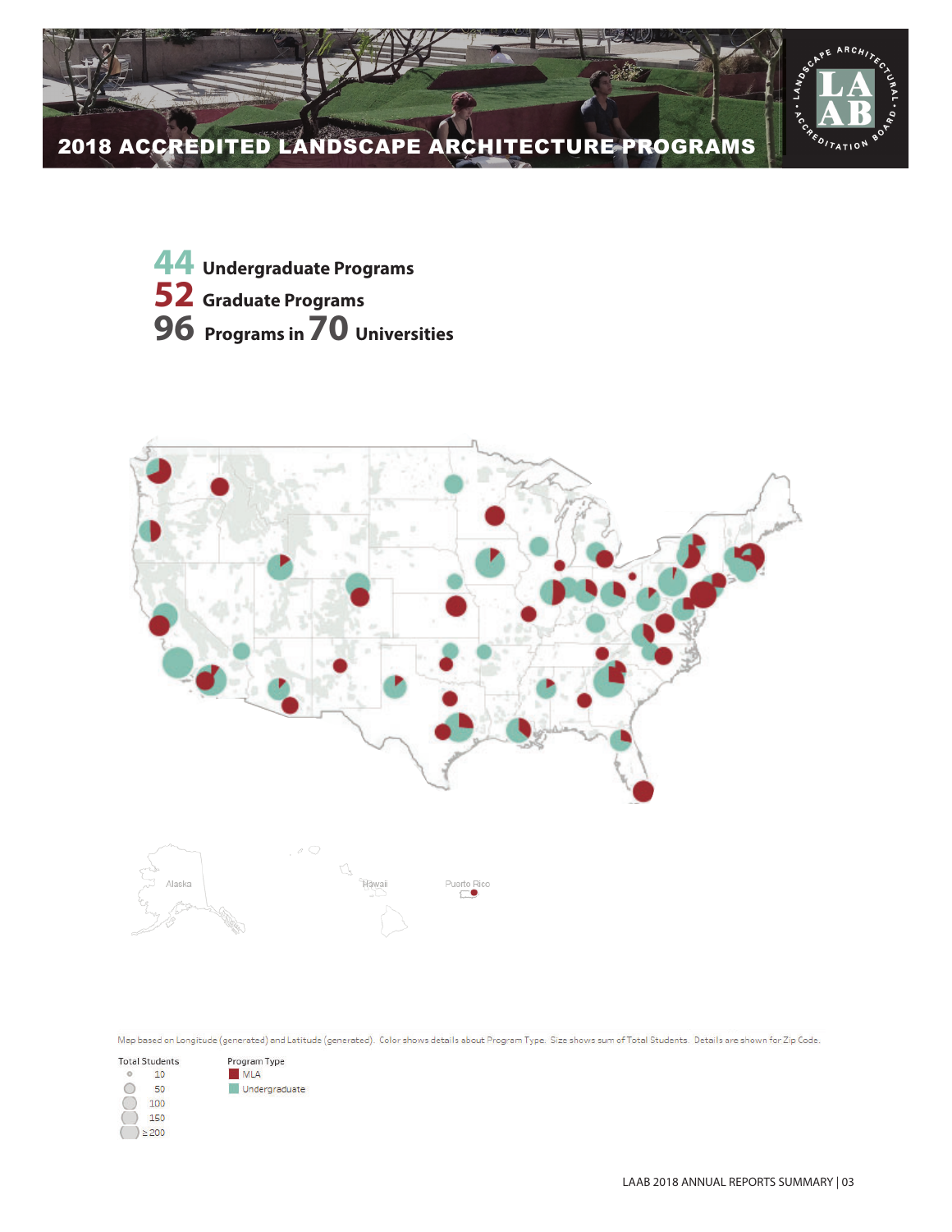# 2018 ACCREDITED LANDSCAPE ARCHITECTURE PROGRAMS

**44** Undergraduate Programs
**52** Graduate Programs
**96** Programs in **70** Universities

Alaska

Hawaii

Puerto Rico

Map based on Longitude (generated) and Latitude (generated). Color shows details about Program Type. Size shows sum of Total Students. Details are shown for Zip Code.

Total Students
- 10
- 50
- 100
- 150
- ≥ 200

Program Type
- MLA
- Undergraduate

LAAB 2018 ANNUAL REPORTS SUMMARY | 03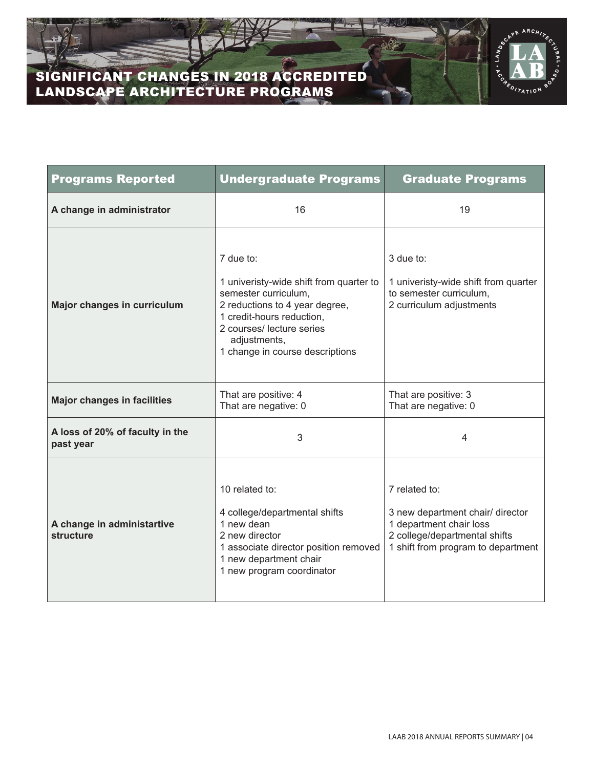# SIGNIFICANT CHANGES IN 2018 ACCREDITED LANDSCAPE ARCHITECTURE PROGRAMS

| Programs Reported | Undergraduate Programs | Graduate Programs |
| --- | --- | --- |
| **A change in administrator** | 16 | 19 |
| **Major changes in curriculum** | 7 due to:<br><br>1 univeristy-wide shift from quarter to semester curriculum,<br>2 reductions to 4 year degree,<br>1 credit-hours reduction,<br>2 courses/ lecture series adjustments,<br>1 change in course descriptions | 3 due to:<br><br>1 univeristy-wide shift from quarter to semester curriculum,<br>2 curriculum adjustments |
| **Major changes in facilities** | That are positive: 4<br>That are negative: 0 | That are positive: 3<br>That are negative: 0 |
| **A loss of 20% of faculty in the past year** | 3 | 4 |
| **A change in administartive structure** | 10 related to:<br><br>4 college/departmental shifts<br>1 new dean<br>2 new director<br>1 associate director position removed<br>1 new department chair<br>1 new program coordinator | 7 related to:<br><br>3 new department chair/ director<br>1 department chair loss<br>2 college/departmental shifts<br>1 shift from program to department |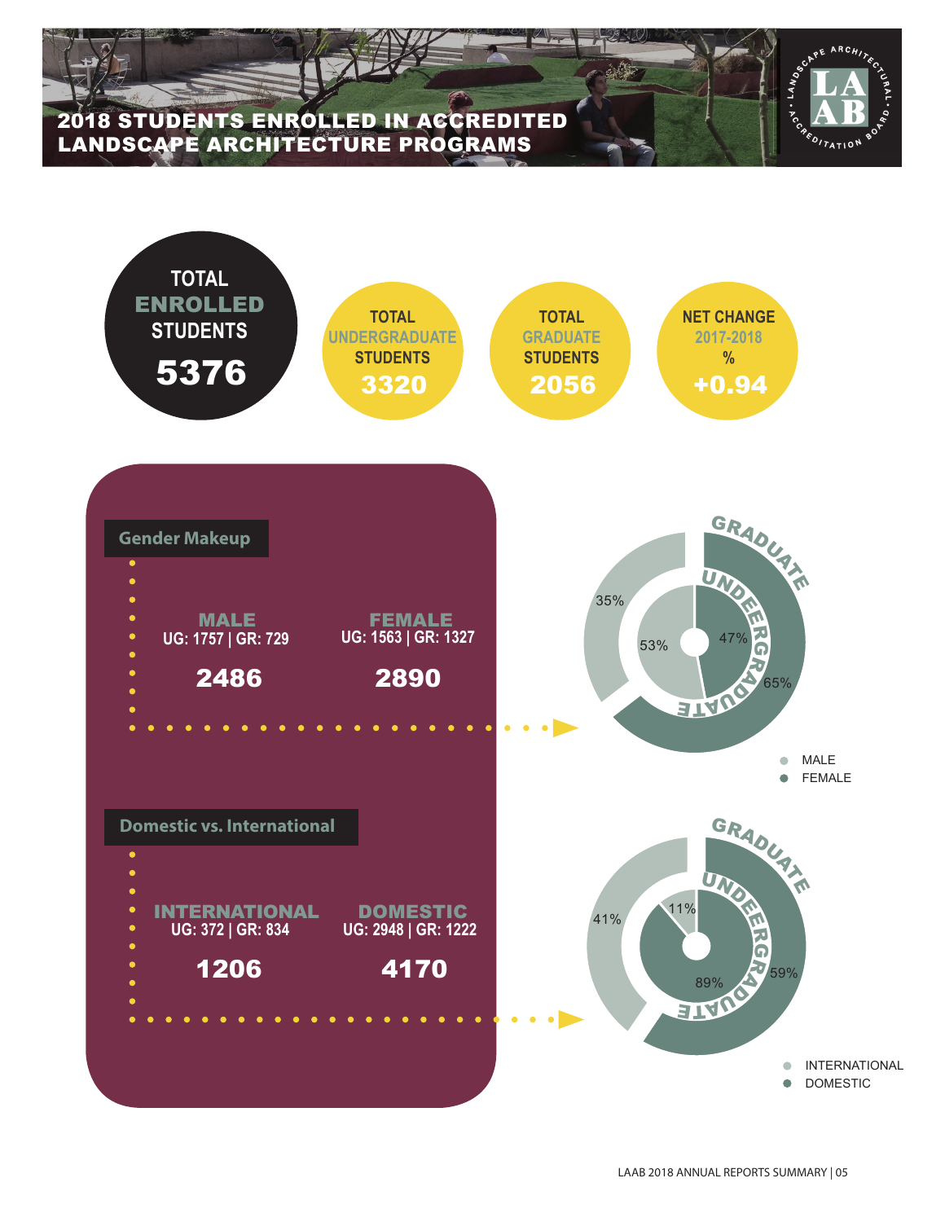# 2018 STUDENTS ENROLLED IN ACCREDITED LANDSCAPE ARCHITECTURE PROGRAMS

**TOTAL ENROLLED STUDENTS**
**5376**

**TOTAL UNDERGRADUATE STUDENTS**
**3320**

**TOTAL GRADUATE STUDENTS**
**2056**

**NET CHANGE 2017-2018 %**
**+0.94**

## Gender Makeup

**MALE**
UG: 1757 | GR: 729
**2486**

**FEMALE**
UG: 1563 | GR: 1327
**2890**

GRADUATE: 35% MALE, 65% FEMALE
UNDERGRADUATE: 53% MALE, 47% FEMALE

## Domestic vs. International

**INTERNATIONAL**
UG: 372 | GR: 834
**1206**

**DOMESTIC**
UG: 2948 | GR: 1222
**4170**

GRADUATE: 41% INTERNATIONAL, 59% DOMESTIC
UNDERGRADUATE: 11% INTERNATIONAL, 89% DOMESTIC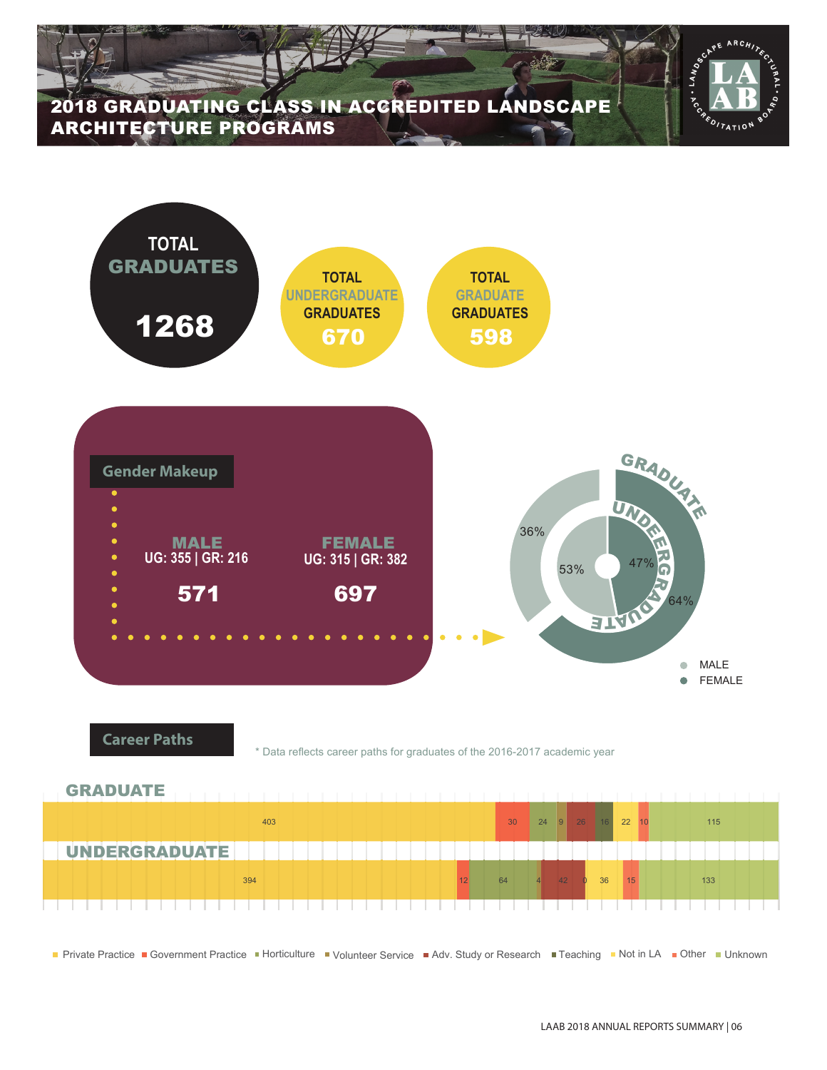# 2018 GRADUATING CLASS IN ACCREDITED LANDSCAPE ARCHITECTURE PROGRAMS

**TOTAL GRADUATES**
**1268**

**TOTAL UNDERGRADUATE GRADUATES**
**670**

**TOTAL GRADUATE GRADUATES**
**598**

## Gender Makeup

**MALE**
UG: 355 | GR: 216
**571**

**FEMALE**
UG: 315 | GR: 382
**697**

| | MALE | FEMALE |
|---|---|---|
| GRADUATE | 36% | 64% |
| UNDERGRADUATE | 53% | 47% |

## Career Paths

\* Data reflects career paths for graduates of the 2016-2017 academic year

| | Private Practice | Government Practice | Horticulture | Volunteer Service | Adv. Study or Research | Teaching | Not in LA | Other | Unknown |
|---|---|---|---|---|---|---|---|---|---|
| GRADUATE | 403 | 30 | 24 | 9 | 26 | 16 | 22 | 10 | 115 |
| UNDERGRADUATE | 394 | 12 | 64 | 4 | 42 | 0 | 36 | 15 | 133 |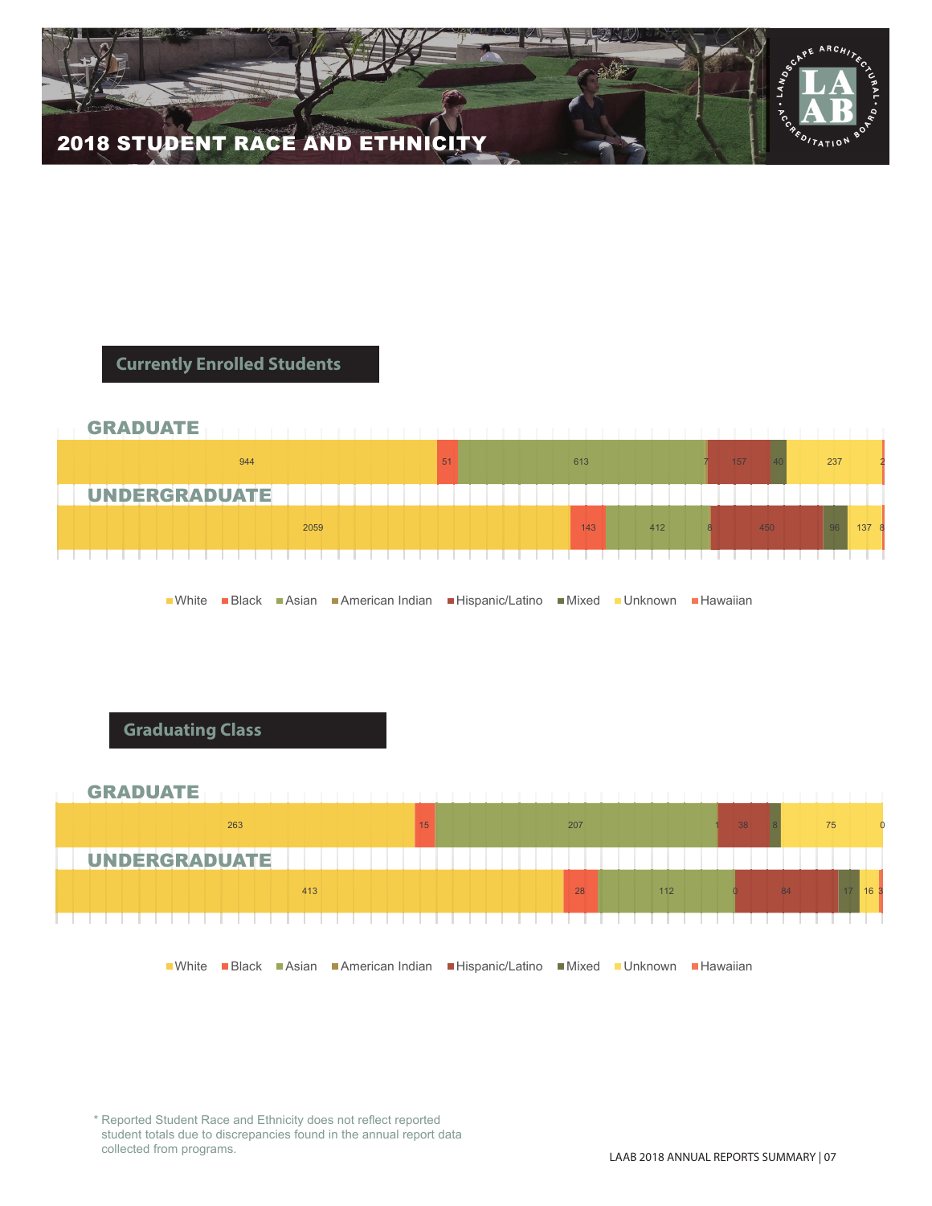# 2018 STUDENT RACE AND ETHNICITY

## Currently Enrolled Students

| | White | Black | Asian | American Indian | Hispanic/Latino | Mixed | Unknown | Hawaiian |
|---|---|---|---|---|---|---|---|---|
| GRADUATE | 944 | 51 | 613 | 7 | 157 | 40 | 237 | 2 |
| UNDERGRADUATE | 2059 | 143 | 412 | 8 | 450 | 96 | 137 | 8 |

## Graduating Class

| | White | Black | Asian | American Indian | Hispanic/Latino | Mixed | Unknown | Hawaiian |
|---|---|---|---|---|---|---|---|---|
| GRADUATE | 263 | 15 | 207 | 1 | 38 | 8 | 75 | 0 |
| UNDERGRADUATE | 413 | 28 | 112 | 0 | 84 | 17 | 16 | 3 |

* Reported Student Race and Ethnicity does not reflect reported student totals due to discrepancies found in the annual report data collected from programs.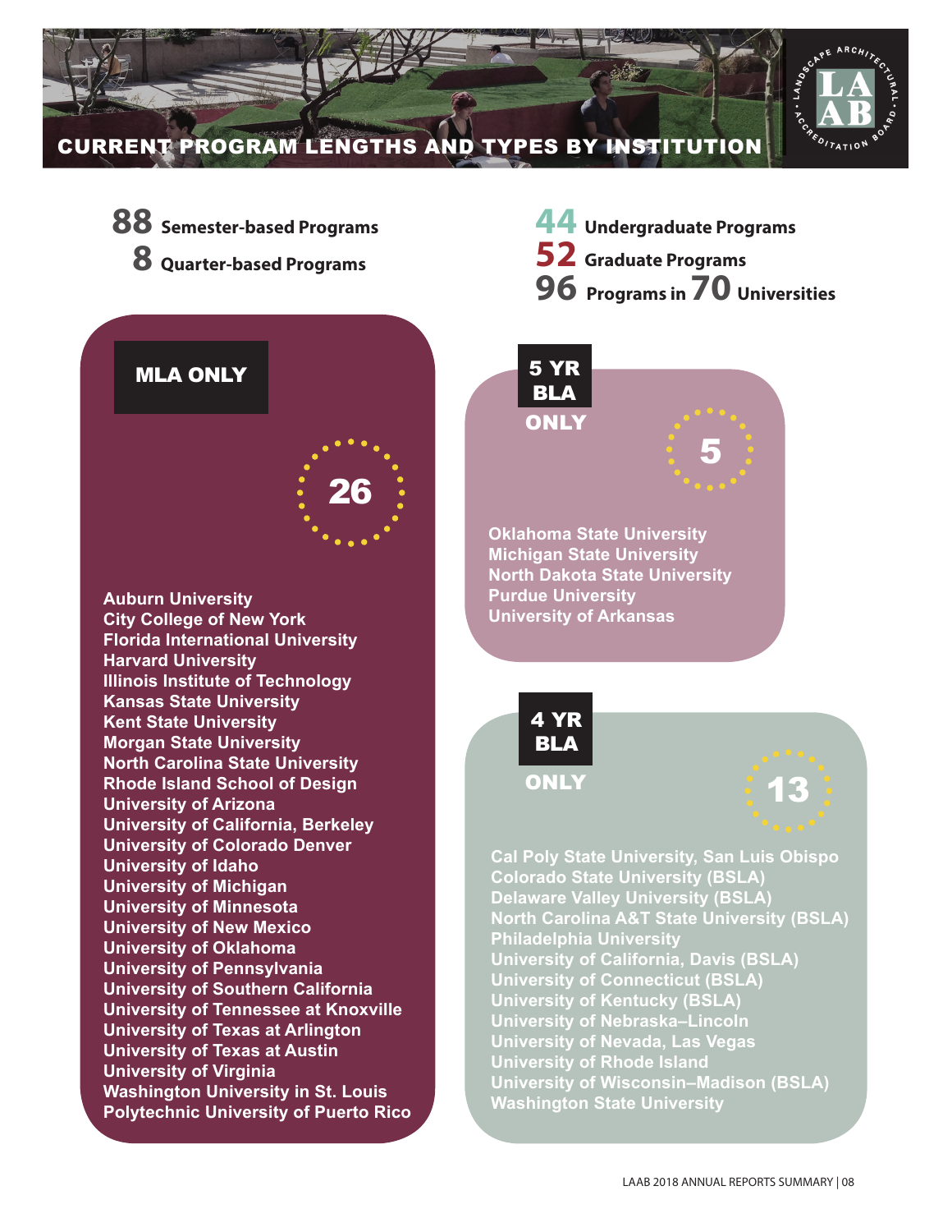# CURRENT PROGRAM LENGTHS AND TYPES BY INSTITUTION

**88** Semester-based Programs
**8** Quarter-based Programs

**44** Undergraduate Programs
**52** Graduate Programs
**96** Programs in **70** Universities

## MLA ONLY

**26**

- Auburn University
- City College of New York
- Florida International University
- Harvard University
- Illinois Institute of Technology
- Kansas State University
- Kent State University
- Morgan State University
- North Carolina State University
- Rhode Island School of Design
- University of Arizona
- University of California, Berkeley
- University of Colorado Denver
- University of Idaho
- University of Michigan
- University of Minnesota
- University of New Mexico
- University of Oklahoma
- University of Pennsylvania
- University of Southern California
- University of Tennessee at Knoxville
- University of Texas at Arlington
- University of Texas at Austin
- University of Virginia
- Washington University in St. Louis
- Polytechnic University of Puerto Rico

## 5 YR BLA ONLY

**5**

- Oklahoma State University
- Michigan State University
- North Dakota State University
- Purdue University
- University of Arkansas

## 4 YR BLA ONLY

**13**

- Cal Poly State University, San Luis Obispo
- Colorado State University (BSLA)
- Delaware Valley University (BSLA)
- North Carolina A&T State University (BSLA)
- Philadelphia University
- University of California, Davis (BSLA)
- University of Connecticut (BSLA)
- University of Kentucky (BSLA)
- University of Nebraska–Lincoln
- University of Nevada, Las Vegas
- University of Rhode Island
- University of Wisconsin–Madison (BSLA)
- Washington State University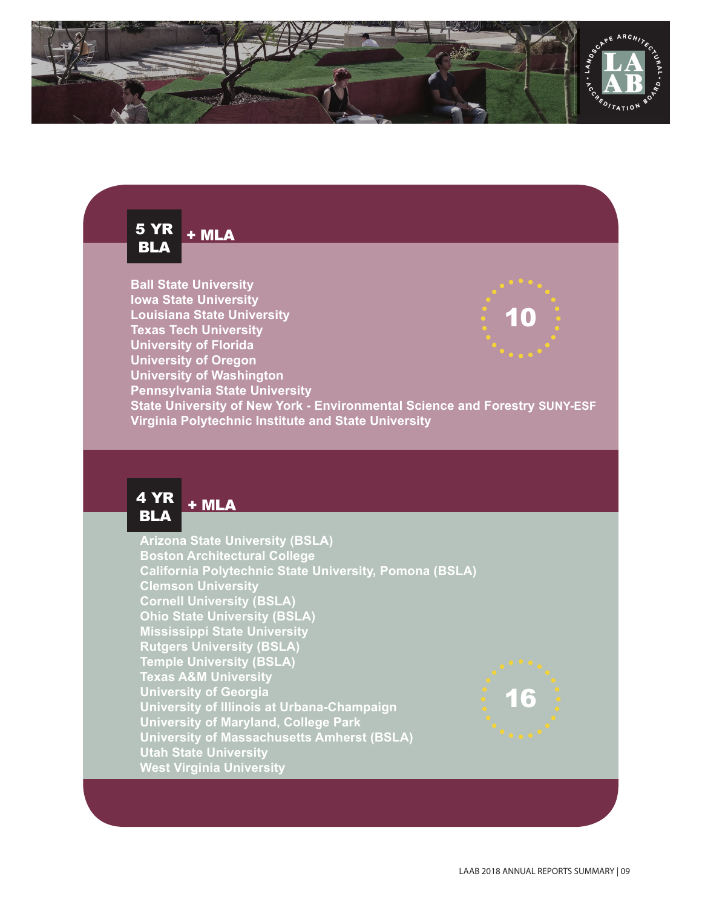## 5 YR BLA + MLA

**10**

- Ball State University
- Iowa State University
- Louisiana State University
- Texas Tech University
- University of Florida
- University of Oregon
- University of Washington
- Pennsylvania State University
- State University of New York - Environmental Science and Forestry SUNY-ESF
- Virginia Polytechnic Institute and State University

## 4 YR BLA + MLA

**16**

- Arizona State University (BSLA)
- Boston Architectural College
- California Polytechnic State University, Pomona (BSLA)
- Clemson University
- Cornell University (BSLA)
- Ohio State University (BSLA)
- Mississippi State University
- Rutgers University (BSLA)
- Temple University (BSLA)
- Texas A&M University
- University of Georgia
- University of Illinois at Urbana-Champaign
- University of Maryland, College Park
- University of Massachusetts Amherst (BSLA)
- Utah State University
- West Virginia University